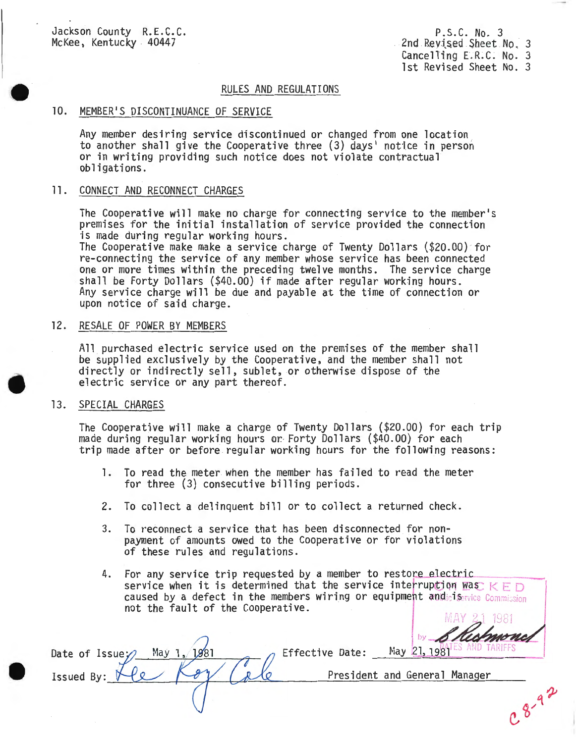Jackson County R.E.C.C.
McKee, Kentucky 40447

P.S.C. No. 3
2nd Revised Sheet No. 3
Cancelling E.R.C. No. 3
1st Revised Sheet No. 3

## RULES AND REGULATIONS

### 10. MEMBER'S DISCONTINUANCE OF SERVICE

Any member desiring service discontinued or changed from one location to another shall give the Cooperative three (3) days' notice in person or in writing providing such notice does not violate contractual obligations.

### 11. CONNECT AND RECONNECT CHARGES

The Cooperative will make no charge for connecting service to the member's premises for the initial installation of service provided the connection is made during regular working hours.
The Cooperative make make a service charge of Twenty Dollars ($20.00) for re-connecting the service of any member whose service has been connected one or more times within the preceding twelve months. The service charge shall be Forty Dollars ($40.00) if made after regular working hours.
Any service charge will be due and payable at the time of connection or upon notice of said charge.

### 12. RESALE OF POWER BY MEMBERS

All purchased electric service used on the premises of the member shall be supplied exclusively by the Cooperative, and the member shall not directly or indirectly sell, sublet, or otherwise dispose of the electric service or any part thereof.

### 13. SPECIAL CHARGES

The Cooperative will make a charge of Twenty Dollars ($20.00) for each trip made during regular working hours or Forty Dollars ($40.00) for each trip made after or before regular working hours for the following reasons:

1. To read the meter when the member has failed to read the meter for three (3) consecutive billing periods.
2. To collect a delinquent bill or to collect a returned check.
3. To reconnect a service that has been disconnected for non-payment of amounts owed to the Cooperative or for violations of these rules and regulations.
4. For any service trip requested by a member to restore electric service when it is determined that the service interruption was caused by a defect in the members wiring or equipment and is not the fault of the Cooperative.

CHECKED
Public Service Commission
MAY 21 1981
by B Richmond
RATES AND TARIFFS

Date of Issue: May 1, 1981 Effective Date: May 21, 1981

Issued By: Lee Roy Cole President and General Manager

C 8-92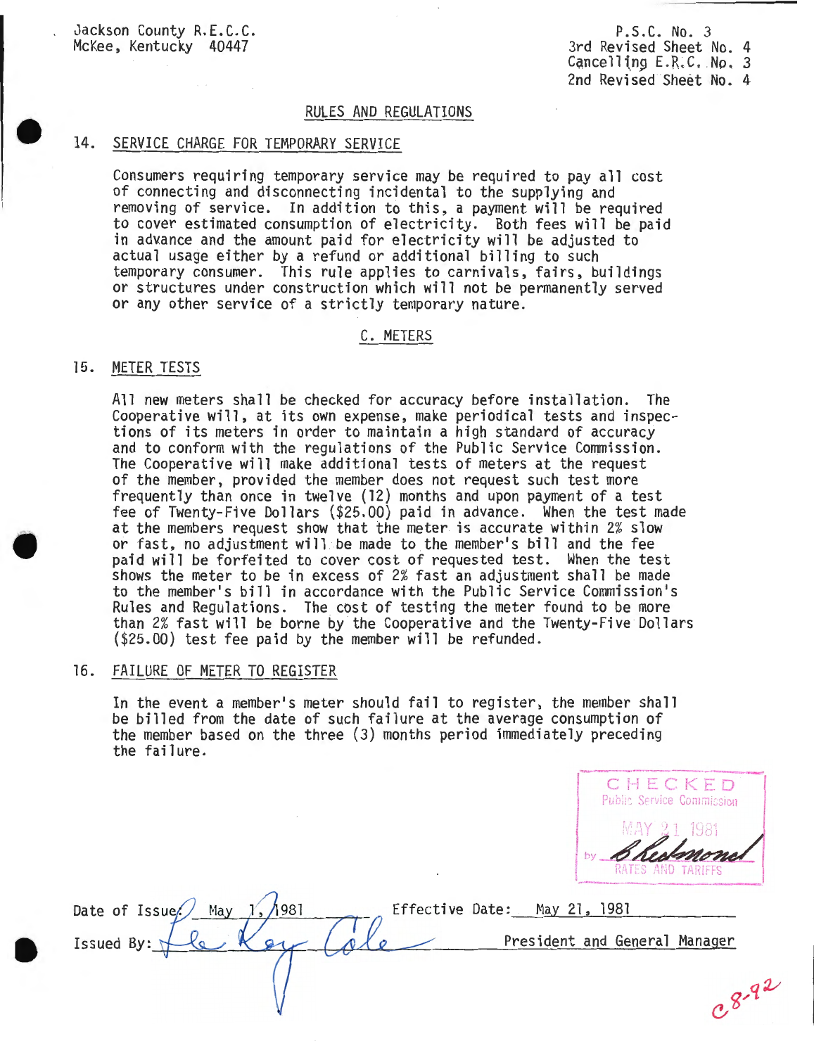Jackson County R.E.C.C.
McKee, Kentucky 40447

P.S.C. No. 3
3rd Revised Sheet No. 4
Cancelling E.R.C. No. 3
2nd Revised Sheet No. 4

## RULES AND REGULATIONS

### 14. SERVICE CHARGE FOR TEMPORARY SERVICE

Consumers requiring temporary service may be required to pay all cost of connecting and disconnecting incidental to the supplying and removing of service. In addition to this, a payment will be required to cover estimated consumption of electricity. Both fees will be paid in advance and the amount paid for electricity will be adjusted to actual usage either by a refund or additional billing to such temporary consumer. This rule applies to carnivals, fairs, buildings or structures under construction which will not be permanently served or any other service of a strictly temporary nature.

## C. METERS

### 15. METER TESTS

All new meters shall be checked for accuracy before installation. The Cooperative will, at its own expense, make periodical tests and inspections of its meters in order to maintain a high standard of accuracy and to conform with the regulations of the Public Service Commission. The Cooperative will make additional tests of meters at the request of the member, provided the member does not request such test more frequently than once in twelve (12) months and upon payment of a test fee of Twenty-Five Dollars ($25.00) paid in advance. When the test made at the members request show that the meter is accurate within 2% slow or fast, no adjustment will be made to the member's bill and the fee paid will be forfeited to cover cost of requested test. When the test shows the meter to be in excess of 2% fast an adjustment shall be made to the member's bill in accordance with the Public Service Commission's Rules and Regulations. The cost of testing the meter found to be more than 2% fast will be borne by the Cooperative and the Twenty-Five Dollars ($25.00) test fee paid by the member will be refunded.

### 16. FAILURE OF METER TO REGISTER

In the event a member's meter should fail to register, the member shall be billed from the date of such failure at the average consumption of the member based on the three (3) months period immediately preceding the failure.

CHECKED
Public Service Commission
MAY 21 1981
by B Redmond
RATES AND TARIFFS

Date of Issue: May 1, 1981 Effective Date: May 21, 1981

Issued By: Lee Roy Cole President and General Manager

C 8-92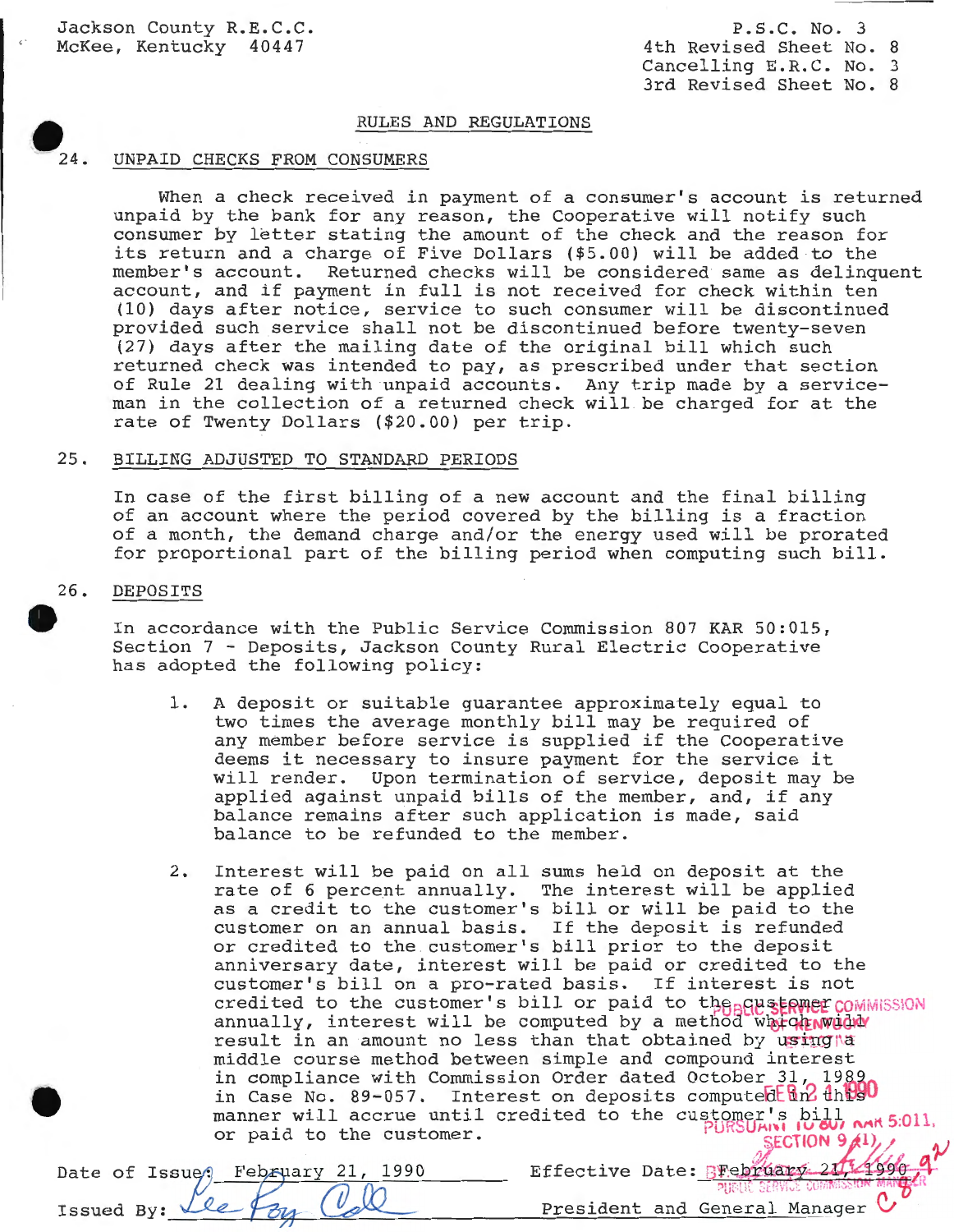Jackson County R.E.C.C.
McKee, Kentucky 40447

P.S.C. No. 3
4th Revised Sheet No. 8
Cancelling E.R.C. No. 3
3rd Revised Sheet No. 8

## RULES AND REGULATIONS

### 24. UNPAID CHECKS FROM CONSUMERS

When a check received in payment of a consumer's account is returned unpaid by the bank for any reason, the Cooperative will notify such consumer by letter stating the amount of the check and the reason for its return and a charge of Five Dollars ($5.00) will be added to the member's account. Returned checks will be considered same as delinquent account, and if payment in full is not received for check within ten (10) days after notice, service to such consumer will be discontinued provided such service shall not be discontinued before twenty-seven (27) days after the mailing date of the original bill which such returned check was intended to pay, as prescribed under that section of Rule 21 dealing with unpaid accounts. Any trip made by a serviceman in the collection of a returned check will be charged for at the rate of Twenty Dollars ($20.00) per trip.

### 25. BILLING ADJUSTED TO STANDARD PERIODS

In case of the first billing of a new account and the final billing of an account where the period covered by the billing is a fraction of a month, the demand charge and/or the energy used will be prorated for proportional part of the billing period when computing such bill.

### 26. DEPOSITS

In accordance with the Public Service Commission 807 KAR 50:015, Section 7 - Deposits, Jackson County Rural Electric Cooperative has adopted the following policy:

1. A deposit or suitable guarantee approximately equal to two times the average monthly bill may be required of any member before service is supplied if the Cooperative deems it necessary to insure payment for the service it will render. Upon termination of service, deposit may be applied against unpaid bills of the member, and, if any balance remains after such application is made, said balance to be refunded to the member.

2. Interest will be paid on all sums held on deposit at the rate of 6 percent annually. The interest will be applied as a credit to the customer's bill or will be paid to the customer on an annual basis. If the deposit is refunded or credited to the customer's bill prior to the deposit anniversary date, interest will be paid or credited to the customer's bill on a pro-rated basis. If interest is not credited to the customer's bill or paid to the customer annually, interest will be computed by a method which will result in an amount no less than that obtained by using a middle course method between simple and compound interest in compliance with Commission Order dated October 31, 1989 in Case No. 89-057. Interest on deposits computed in this manner will accrue until credited to the customer's bill or paid to the customer.

PUBLIC SERVICE COMMISSION OF KENTUCKY EFFECTIVE FEB 21 1990 PURSUANT TO 807 KAR 5:011, SECTION 9(1)

Date of Issue: February 21, 1990 | Effective Date: February 21, 1990

Issued By: Lee Roy Cole | President and General Manager

PUBLIC SERVICE COMMISSION MANAGER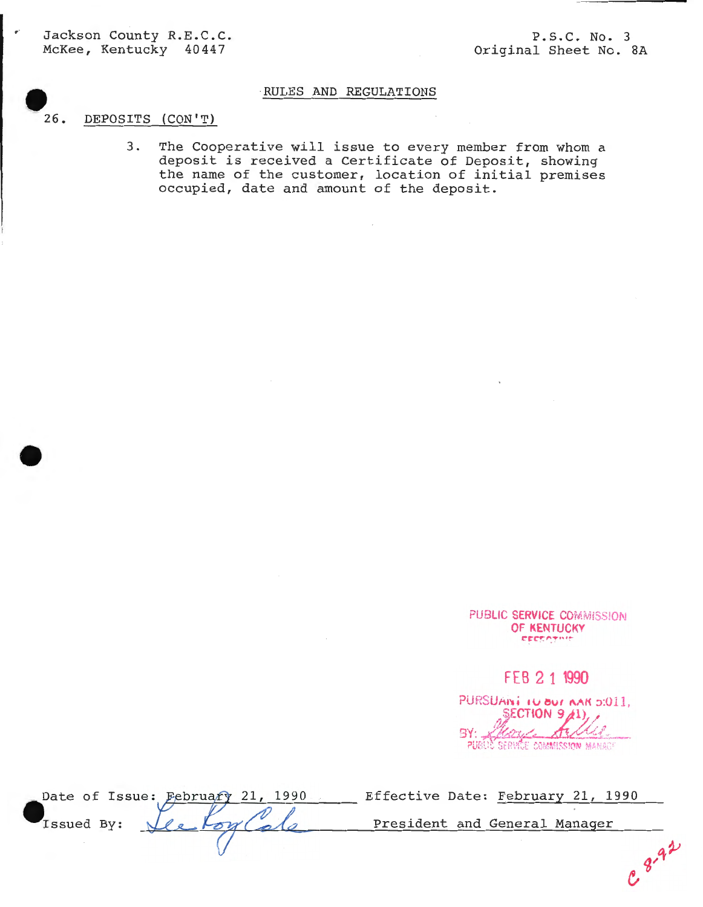Jackson County R.E.C.C.
McKee, Kentucky 40447

P.S.C. No. 3
Original Sheet No. 8A

## RULES AND REGULATIONS

26. DEPOSITS (CON'T)

3. The Cooperative will issue to every member from whom a deposit is received a Certificate of Deposit, showing the name of the customer, location of initial premises occupied, date and amount of the deposit.

PUBLIC SERVICE COMMISSION
OF KENTUCKY
EFFECTIVE

FEB 21 1990

PURSUANT TO 807 KAR 5:011,
SECTION 9(1)
BY: [signature]
PUBLIC SERVICE COMMISSION MANAGER

Date of Issue: February 21, 1990 Effective Date: February 21, 1990

Issued By: [signature: Lee Roy Cole] President and General Manager

C 8-92